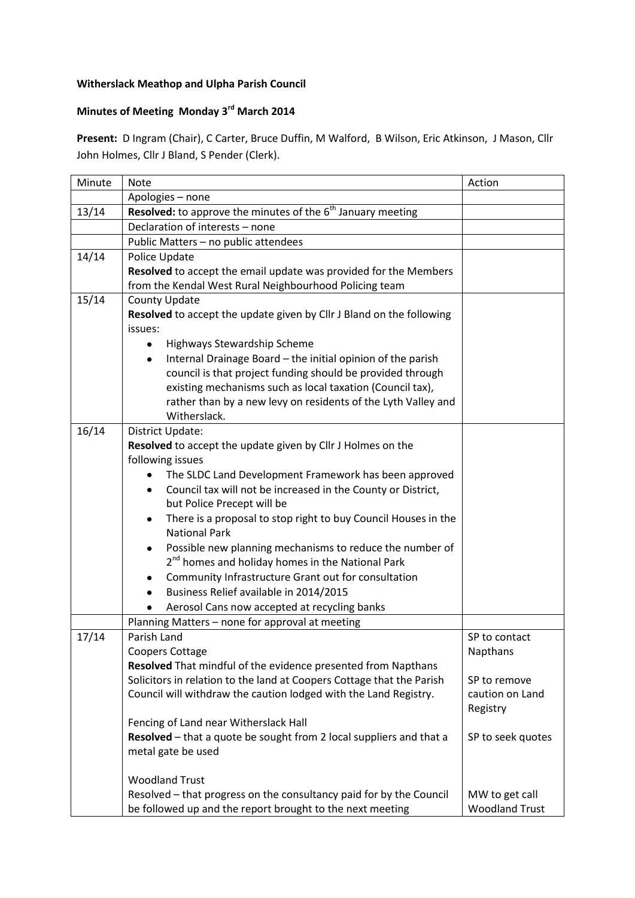**Witherslack Meathop and Ulpha Parish Council**

**Minutes of Meeting Monday 3rd March 2014**

**Present:** D Ingram (Chair), C Carter, Bruce Duffin, M Walford, B Wilson, Eric Atkinson, J Mason, Cllr John Holmes, Cllr J Bland, S Pender (Clerk).

| Minute | Note | Action |
|---|---|---|
| | Apologies – none | |
| 13/14 | **Resolved:** to approve the minutes of the 6th January meeting | |
| | Declaration of interests – none | |
| | Public Matters – no public attendees | |
| 14/14 | Police Update<br>**Resolved** to accept the email update was provided for the Members from the Kendal West Rural Neighbourhood Policing team | |
| 15/14 | County Update<br>**Resolved** to accept the update given by Cllr J Bland on the following issues:<br>• Highways Stewardship Scheme<br>• Internal Drainage Board – the initial opinion of the parish council is that project funding should be provided through existing mechanisms such as local taxation (Council tax), rather than by a new levy on residents of the Lyth Valley and Witherslack. | |
| 16/14 | District Update:<br>**Resolved** to accept the update given by Cllr J Holmes on the following issues<br>• The SLDC Land Development Framework has been approved<br>• Council tax will not be increased in the County or District, but Police Precept will be<br>• There is a proposal to stop right to buy Council Houses in the National Park<br>• Possible new planning mechanisms to reduce the number of 2nd homes and holiday homes in the National Park<br>• Community Infrastructure Grant out for consultation<br>• Business Relief available in 2014/2015<br>• Aerosol Cans now accepted at recycling banks | |
| | Planning Matters – none for approval at meeting | |
| 17/14 | Parish Land<br>Coopers Cottage<br>**Resolved** That mindful of the evidence presented from Napthans Solicitors in relation to the land at Coopers Cottage that the Parish Council will withdraw the caution lodged with the Land Registry.<br><br>Fencing of Land near Witherslack Hall<br>**Resolved** – that a quote be sought from 2 local suppliers and that a metal gate be used<br><br>Woodland Trust<br>Resolved – that progress on the consultancy paid for by the Council be followed up and the report brought to the next meeting | SP to contact Napthans<br><br>SP to remove caution on Land Registry<br><br>SP to seek quotes<br><br>MW to get call Woodland Trust |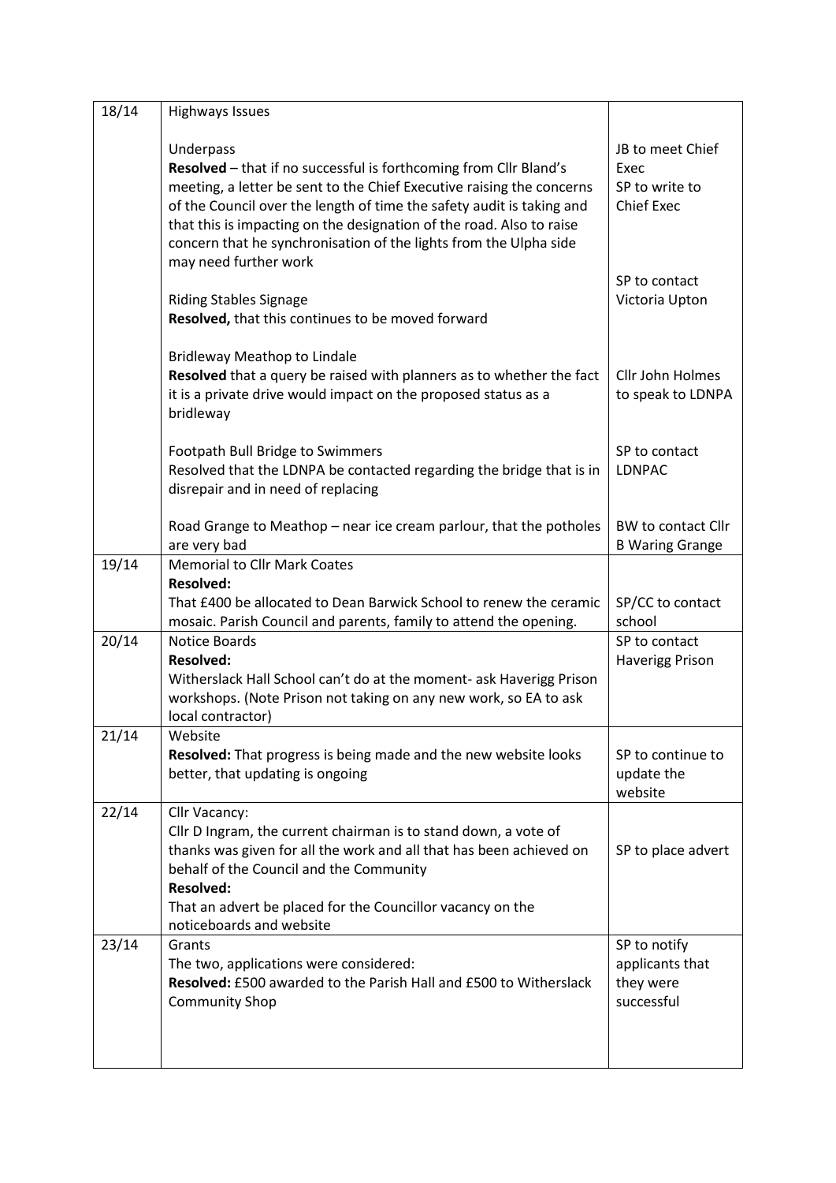| 18/14 | Highways Issues<br><br>Underpass<br>**Resolved** – that if no successful is forthcoming from Cllr Bland's meeting, a letter be sent to the Chief Executive raising the concerns of the Council over the length of time the safety audit is taking and that this is impacting on the designation of the road. Also to raise concern that he synchronisation of the lights from the Ulpha side may need further work<br><br>Riding Stables Signage<br>**Resolved,** that this continues to be moved forward<br><br>Bridleway Meathop to Lindale<br>**Resolved** that a query be raised with planners as to whether the fact it is a private drive would impact on the proposed status as a bridleway<br><br>Footpath Bull Bridge to Swimmers<br>Resolved that the LDNPA be contacted regarding the bridge that is in disrepair and in need of replacing<br><br>Road Grange to Meathop – near ice cream parlour, that the potholes are very bad | <br><br>JB to meet Chief Exec<br>SP to write to Chief Exec<br><br><br><br>SP to contact Victoria Upton<br><br><br><br>Cllr John Holmes to speak to LDNPA<br><br><br>SP to contact LDNPAC<br><br><br>BW to contact Cllr B Waring Grange |
|---|---|---|
| 19/14 | Memorial to Cllr Mark Coates<br>**Resolved:**<br>That £400 be allocated to Dean Barwick School to renew the ceramic mosaic. Parish Council and parents, family to attend the opening. | SP/CC to contact school |
| 20/14 | Notice Boards<br>**Resolved:**<br>Witherslack Hall School can't do at the moment- ask Haverigg Prison workshops. (Note Prison not taking on any new work, so EA to ask local contractor) | SP to contact Haverigg Prison |
| 21/14 | Website<br>**Resolved:** That progress is being made and the new website looks better, that updating is ongoing | SP to continue to update the website |
| 22/14 | Cllr Vacancy:<br>Cllr D Ingram, the current chairman is to stand down, a vote of thanks was given for all the work and all that has been achieved on behalf of the Council and the Community<br>**Resolved:**<br>That an advert be placed for the Councillor vacancy on the noticeboards and website | SP to place advert |
| 23/14 | Grants<br>The two, applications were considered:<br>**Resolved:** £500 awarded to the Parish Hall and £500 to Witherslack Community Shop | SP to notify applicants that they were successful |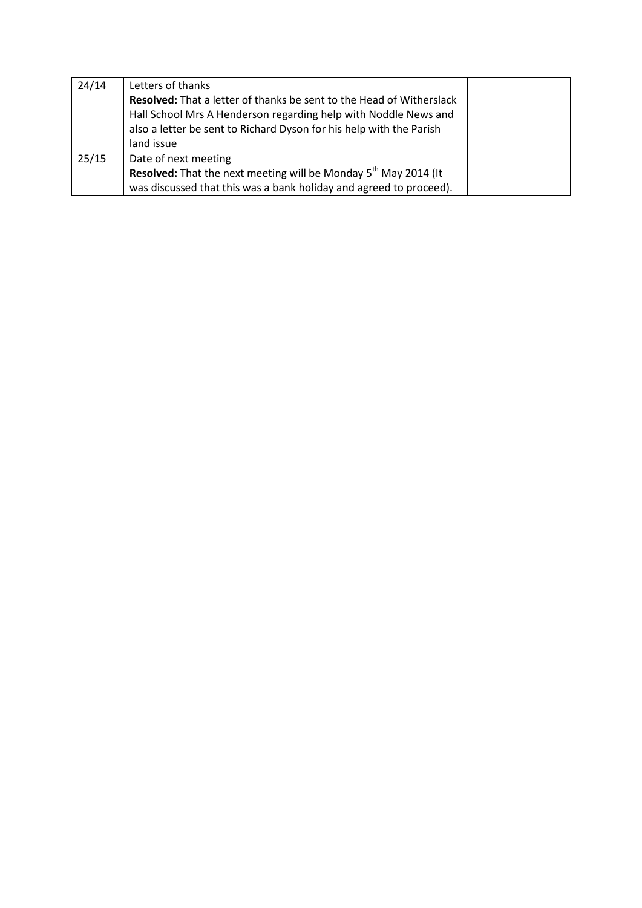| | | |
|---|---|---|
| 24/14 | Letters of thanks<br>**Resolved:** That a letter of thanks be sent to the Head of Witherslack Hall School Mrs A Henderson regarding help with Noddle News and also a letter be sent to Richard Dyson for his help with the Parish land issue | |
| 25/15 | Date of next meeting<br>**Resolved:** That the next meeting will be Monday 5th May 2014 (It was discussed that this was a bank holiday and agreed to proceed). | |